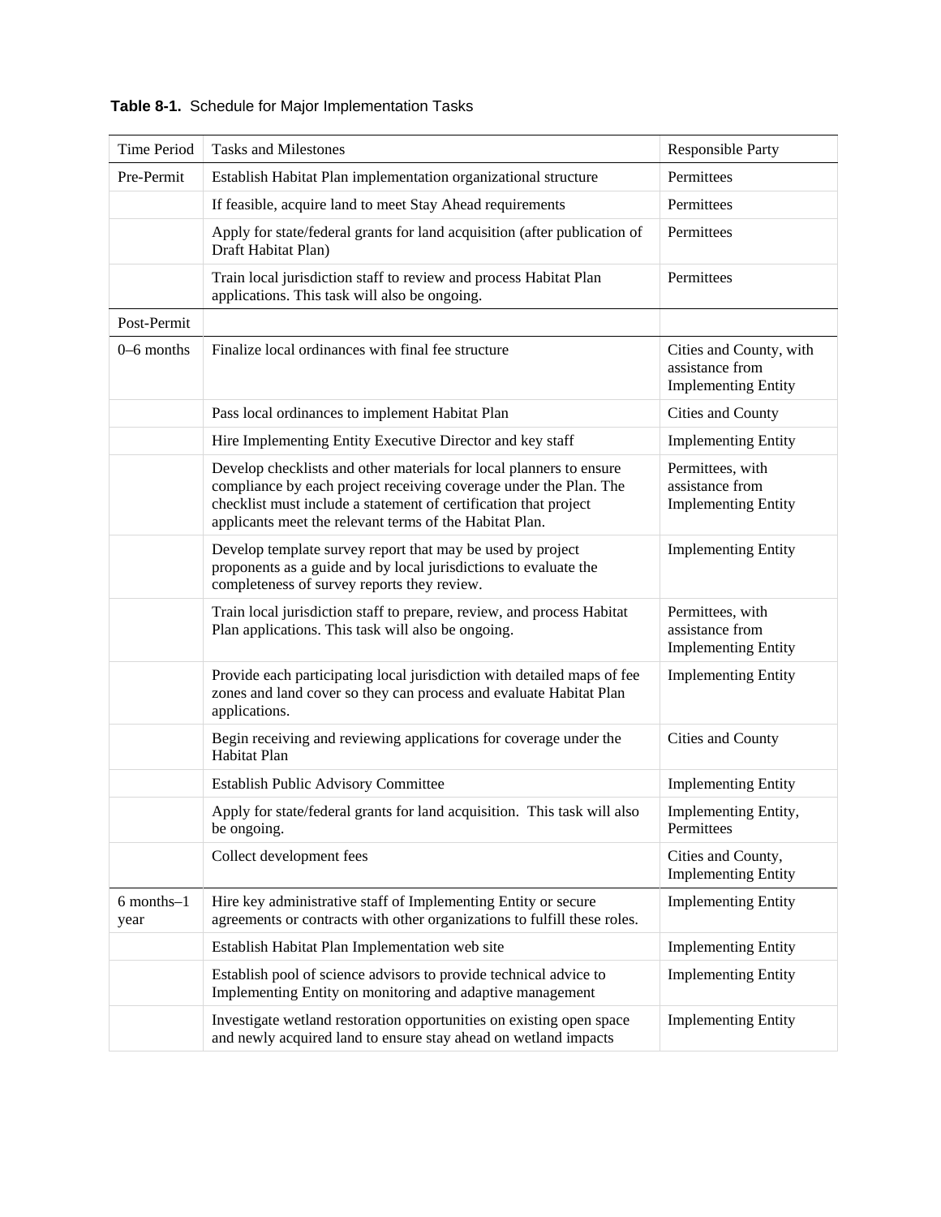**Table 8-1.** Schedule for Major Implementation Tasks

| Time Period | Tasks and Milestones | Responsible Party |
|---|---|---|
| Pre-Permit | Establish Habitat Plan implementation organizational structure | Permittees |
| | If feasible, acquire land to meet Stay Ahead requirements | Permittees |
| | Apply for state/federal grants for land acquisition (after publication of Draft Habitat Plan) | Permittees |
| | Train local jurisdiction staff to review and process Habitat Plan applications. This task will also be ongoing. | Permittees |
| Post-Permit | | |
| 0–6 months | Finalize local ordinances with final fee structure | Cities and County, with assistance from Implementing Entity |
| | Pass local ordinances to implement Habitat Plan | Cities and County |
| | Hire Implementing Entity Executive Director and key staff | Implementing Entity |
| | Develop checklists and other materials for local planners to ensure compliance by each project receiving coverage under the Plan. The checklist must include a statement of certification that project applicants meet the relevant terms of the Habitat Plan. | Permittees, with assistance from Implementing Entity |
| | Develop template survey report that may be used by project proponents as a guide and by local jurisdictions to evaluate the completeness of survey reports they review. | Implementing Entity |
| | Train local jurisdiction staff to prepare, review, and process Habitat Plan applications. This task will also be ongoing. | Permittees, with assistance from Implementing Entity |
| | Provide each participating local jurisdiction with detailed maps of fee zones and land cover so they can process and evaluate Habitat Plan applications. | Implementing Entity |
| | Begin receiving and reviewing applications for coverage under the Habitat Plan | Cities and County |
| | Establish Public Advisory Committee | Implementing Entity |
| | Apply for state/federal grants for land acquisition. This task will also be ongoing. | Implementing Entity, Permittees |
| | Collect development fees | Cities and County, Implementing Entity |
| 6 months–1 year | Hire key administrative staff of Implementing Entity or secure agreements or contracts with other organizations to fulfill these roles. | Implementing Entity |
| | Establish Habitat Plan Implementation web site | Implementing Entity |
| | Establish pool of science advisors to provide technical advice to Implementing Entity on monitoring and adaptive management | Implementing Entity |
| | Investigate wetland restoration opportunities on existing open space and newly acquired land to ensure stay ahead on wetland impacts | Implementing Entity |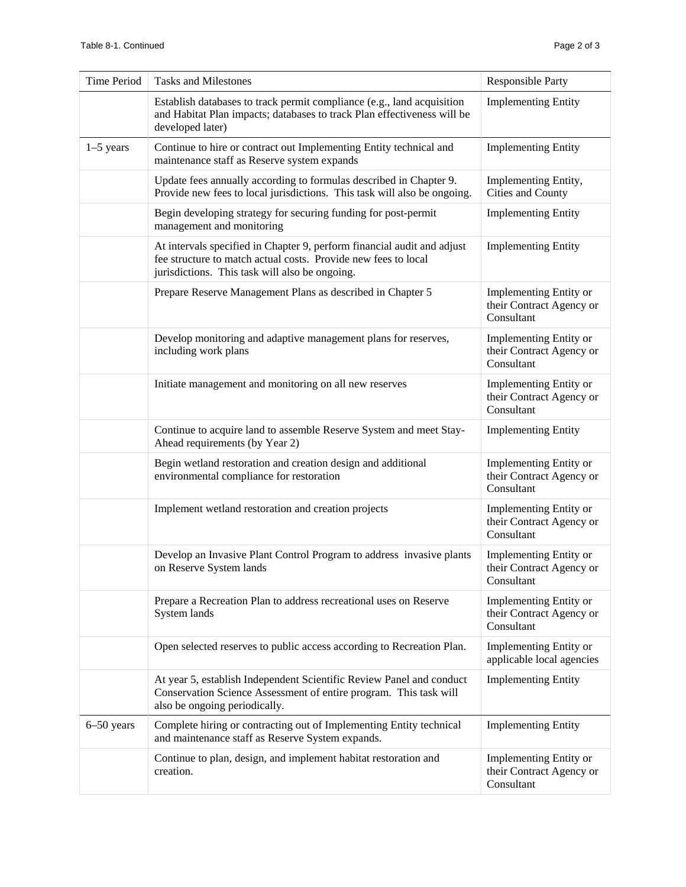| Time Period | Tasks and Milestones | Responsible Party |
|---|---|---|
| | Establish databases to track permit compliance (e.g., land acquisition and Habitat Plan impacts; databases to track Plan effectiveness will be developed later) | Implementing Entity |
| 1–5 years | Continue to hire or contract out Implementing Entity technical and maintenance staff as Reserve system expands | Implementing Entity |
| | Update fees annually according to formulas described in Chapter 9. Provide new fees to local jurisdictions. This task will also be ongoing. | Implementing Entity, Cities and County |
| | Begin developing strategy for securing funding for post-permit management and monitoring | Implementing Entity |
| | At intervals specified in Chapter 9, perform financial audit and adjust fee structure to match actual costs. Provide new fees to local jurisdictions. This task will also be ongoing. | Implementing Entity |
| | Prepare Reserve Management Plans as described in Chapter 5 | Implementing Entity or their Contract Agency or Consultant |
| | Develop monitoring and adaptive management plans for reserves, including work plans | Implementing Entity or their Contract Agency or Consultant |
| | Initiate management and monitoring on all new reserves | Implementing Entity or their Contract Agency or Consultant |
| | Continue to acquire land to assemble Reserve System and meet Stay-Ahead requirements (by Year 2) | Implementing Entity |
| | Begin wetland restoration and creation design and additional environmental compliance for restoration | Implementing Entity or their Contract Agency or Consultant |
| | Implement wetland restoration and creation projects | Implementing Entity or their Contract Agency or Consultant |
| | Develop an Invasive Plant Control Program to address invasive plants on Reserve System lands | Implementing Entity or their Contract Agency or Consultant |
| | Prepare a Recreation Plan to address recreational uses on Reserve System lands | Implementing Entity or their Contract Agency or Consultant |
| | Open selected reserves to public access according to Recreation Plan. | Implementing Entity or applicable local agencies |
| | At year 5, establish Independent Scientific Review Panel and conduct Conservation Science Assessment of entire program. This task will also be ongoing periodically. | Implementing Entity |
| 6–50 years | Complete hiring or contracting out of Implementing Entity technical and maintenance staff as Reserve System expands. | Implementing Entity |
| | Continue to plan, design, and implement habitat restoration and creation. | Implementing Entity or their Contract Agency or Consultant |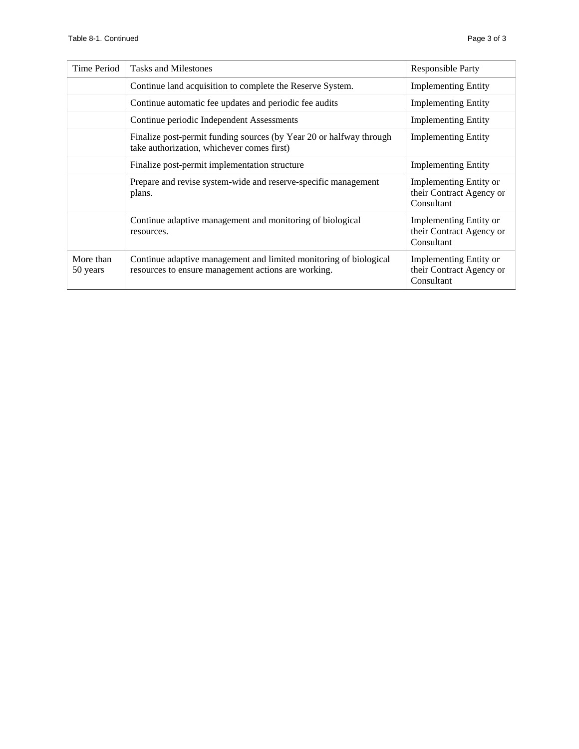| Time Period | Tasks and Milestones | Responsible Party |
|---|---|---|
| | Continue land acquisition to complete the Reserve System. | Implementing Entity |
| | Continue automatic fee updates and periodic fee audits | Implementing Entity |
| | Continue periodic Independent Assessments | Implementing Entity |
| | Finalize post-permit funding sources (by Year 20 or halfway through take authorization, whichever comes first) | Implementing Entity |
| | Finalize post-permit implementation structure | Implementing Entity |
| | Prepare and revise system-wide and reserve-specific management plans. | Implementing Entity or their Contract Agency or Consultant |
| | Continue adaptive management and monitoring of biological resources. | Implementing Entity or their Contract Agency or Consultant |
| More than 50 years | Continue adaptive management and limited monitoring of biological resources to ensure management actions are working. | Implementing Entity or their Contract Agency or Consultant |